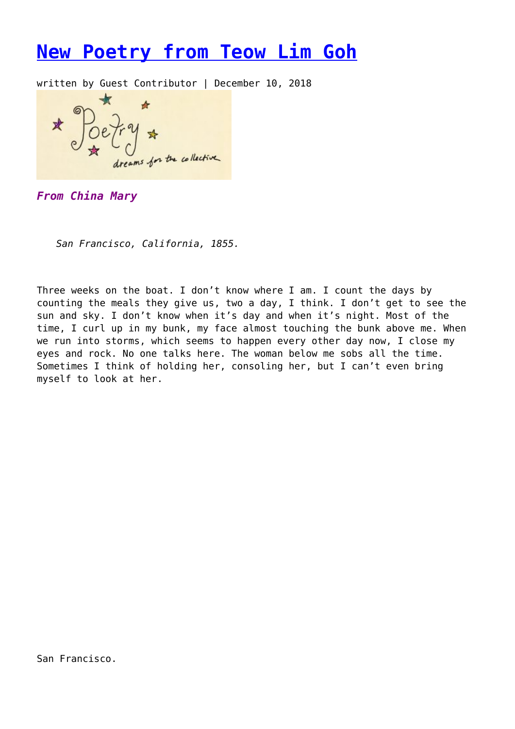# New Poetry from Teow Lim Goh

written by Guest Contributor | December 10, 2018

***From China Mary***

*San Francisco, California, 1855.*

Three weeks on the boat. I don't know where I am. I count the days by counting the meals they give us, two a day, I think. I don't get to see the sun and sky. I don't know when it's day and when it's night. Most of the time, I curl up in my bunk, my face almost touching the bunk above me. When we run into storms, which seems to happen every other day now, I close my eyes and rock. No one talks here. The woman below me sobs all the time. Sometimes I think of holding her, consoling her, but I can't even bring myself to look at her.

San Francisco.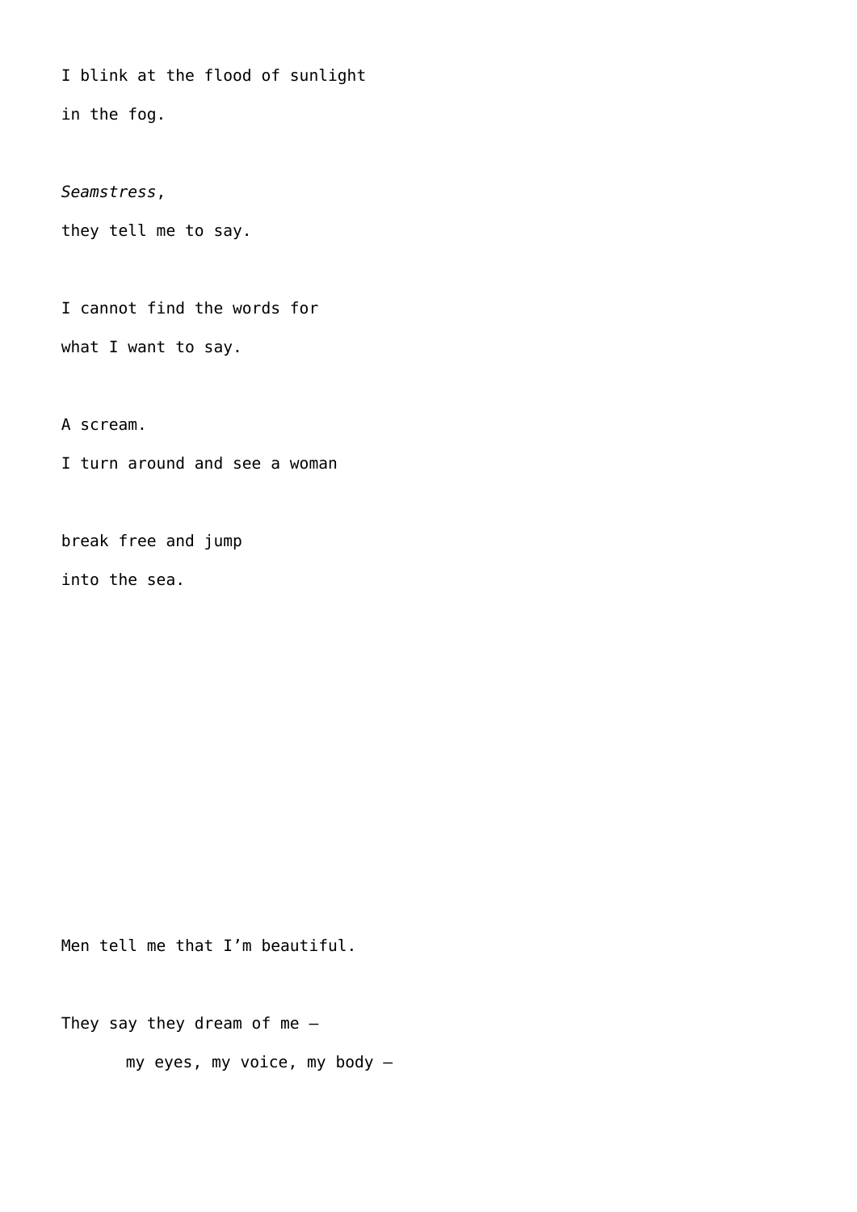I blink at the flood of sunlight

in the fog.

*Seamstress*,

they tell me to say.

I cannot find the words for

what I want to say.

A scream.

I turn around and see a woman

break free and jump

into the sea.

Men tell me that I’m beautiful.

They say they dream of me —

        my eyes, my voice, my body —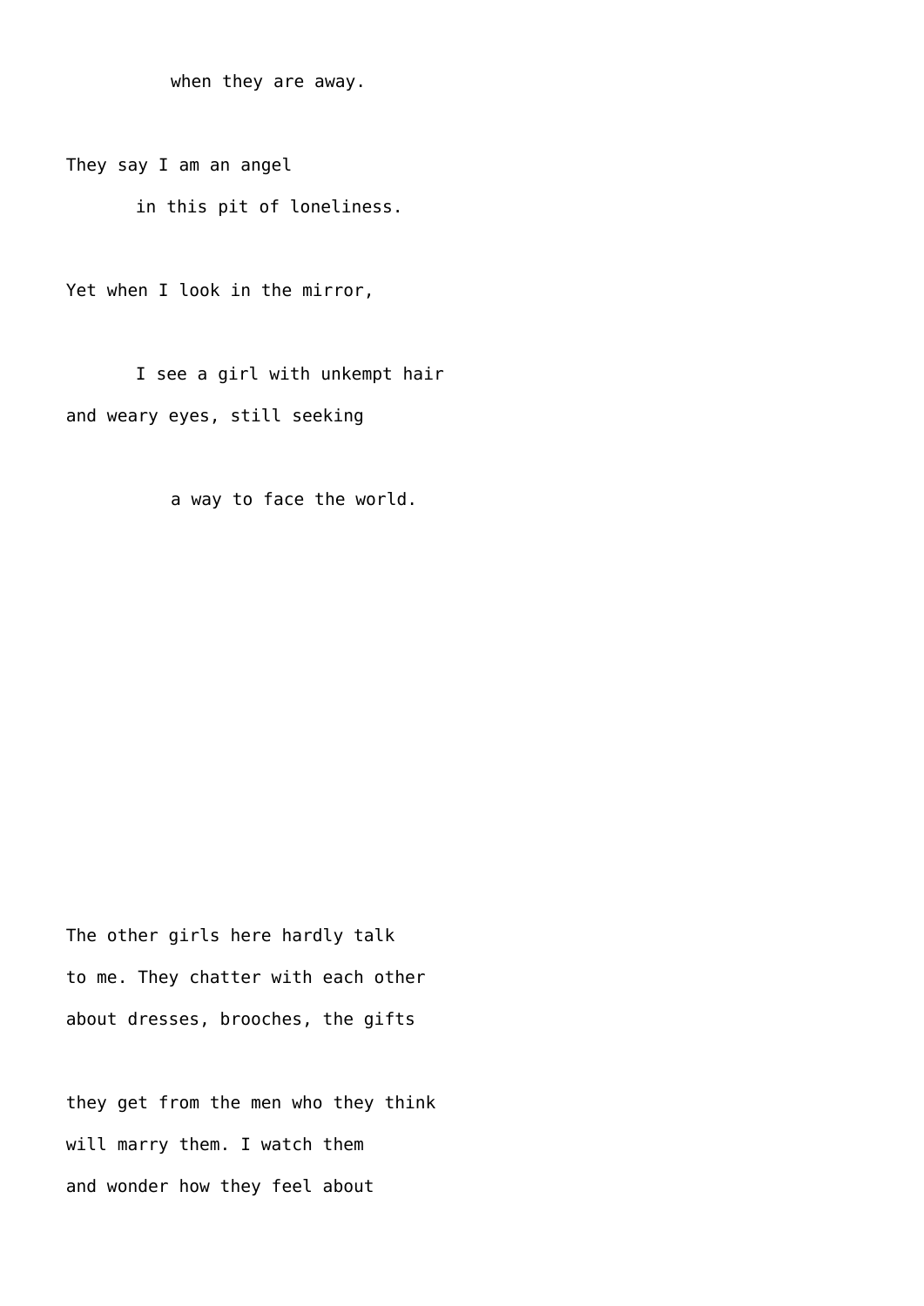when they are away.

They say I am an angel

in this pit of loneliness.

Yet when I look in the mirror,

I see a girl with unkempt hair

and weary eyes, still seeking

a way to face the world.

The other girls here hardly talk

to me. They chatter with each other

about dresses, brooches, the gifts

they get from the men who they think

will marry them. I watch them

and wonder how they feel about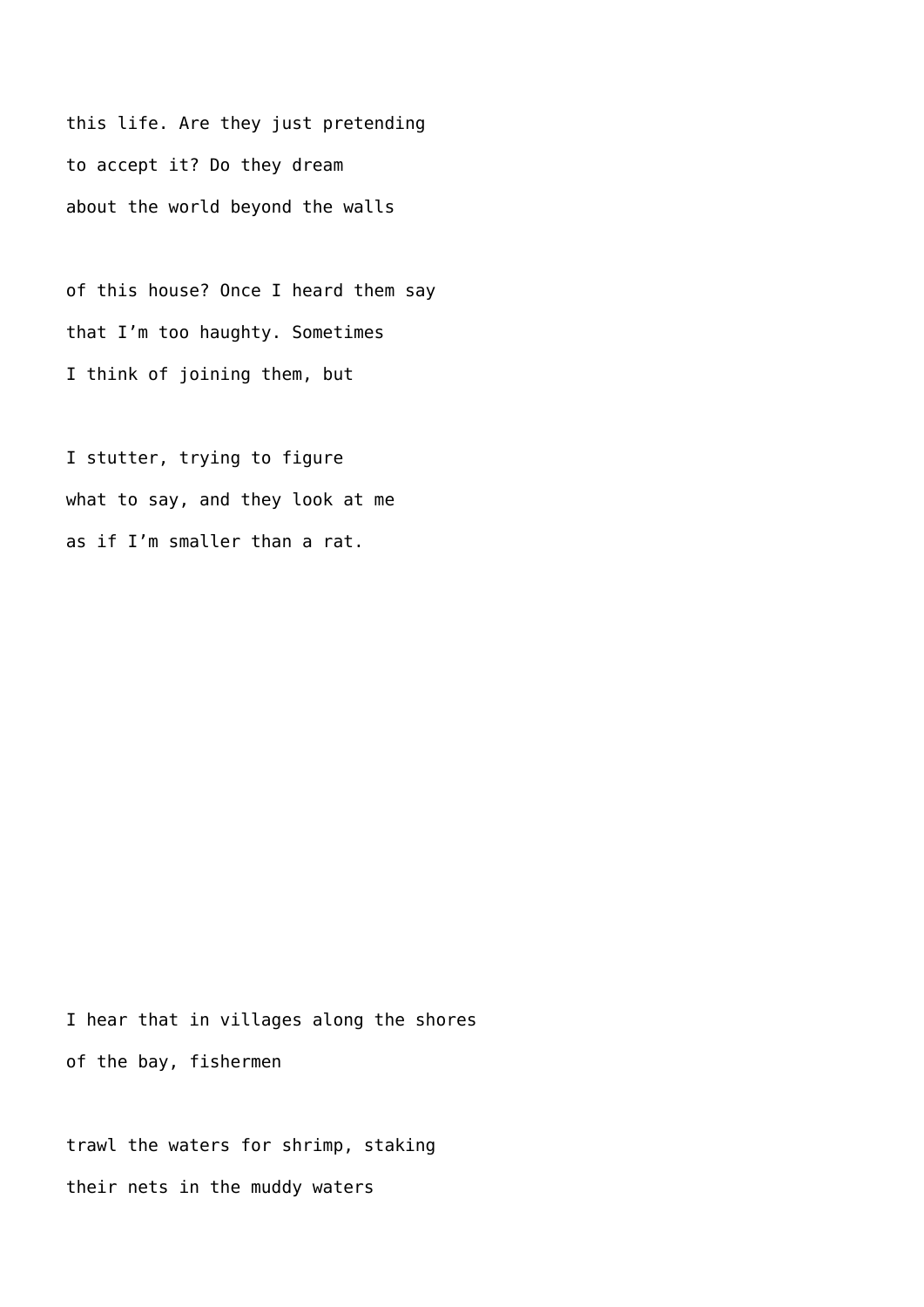this life. Are they just pretending  
to accept it? Do they dream  
about the world beyond the walls

of this house? Once I heard them say  
that I'm too haughty. Sometimes  
I think of joining them, but

I stutter, trying to figure  
what to say, and they look at me  
as if I'm smaller than a rat.

I hear that in villages along the shores  
of the bay, fishermen

trawl the waters for shrimp, staking  
their nets in the muddy waters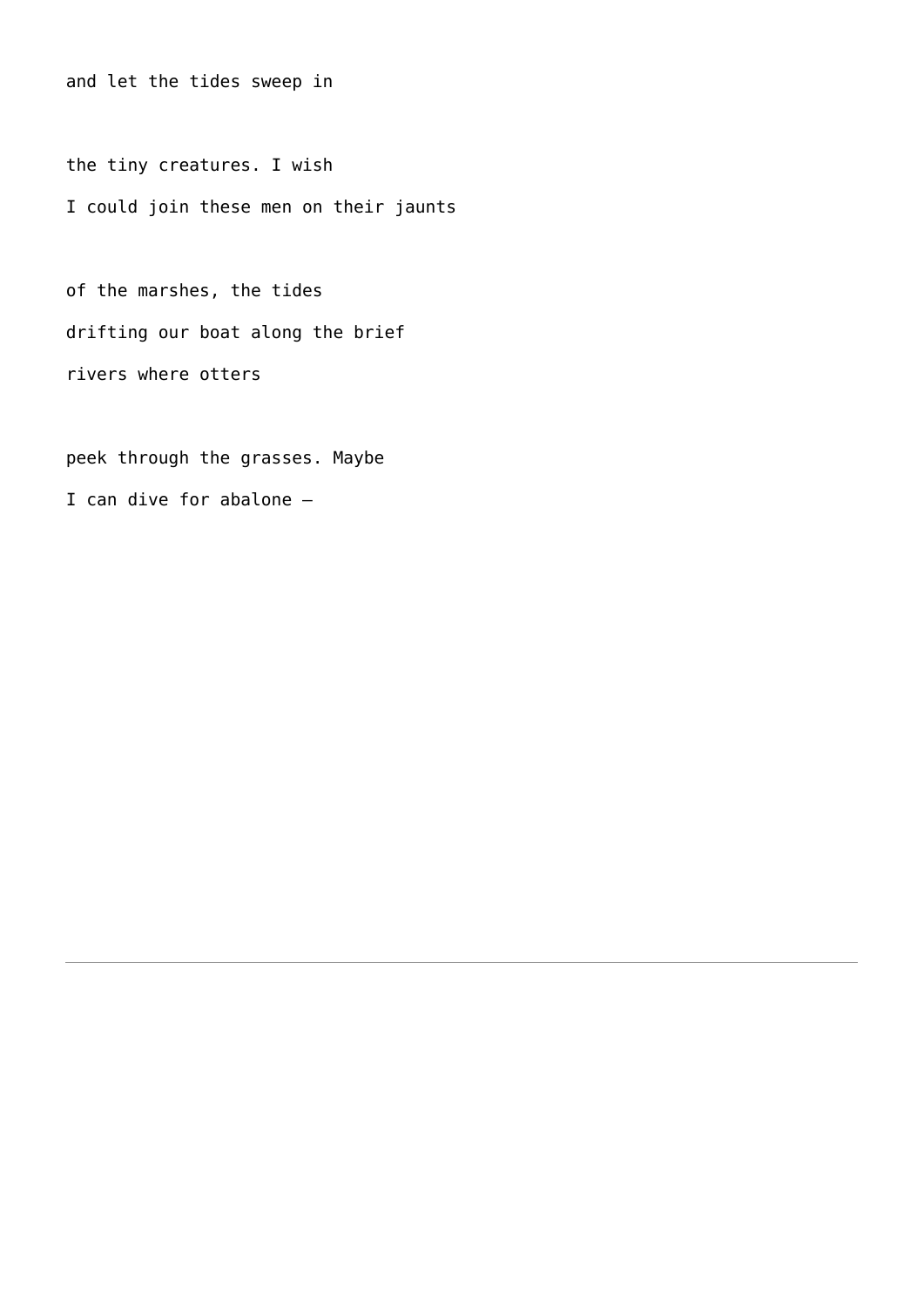and let the tides sweep in

the tiny creatures. I wish
I could join these men on their jaunts

of the marshes, the tides
drifting our boat along the brief
rivers where otters

peek through the grasses. Maybe
I can dive for abalone —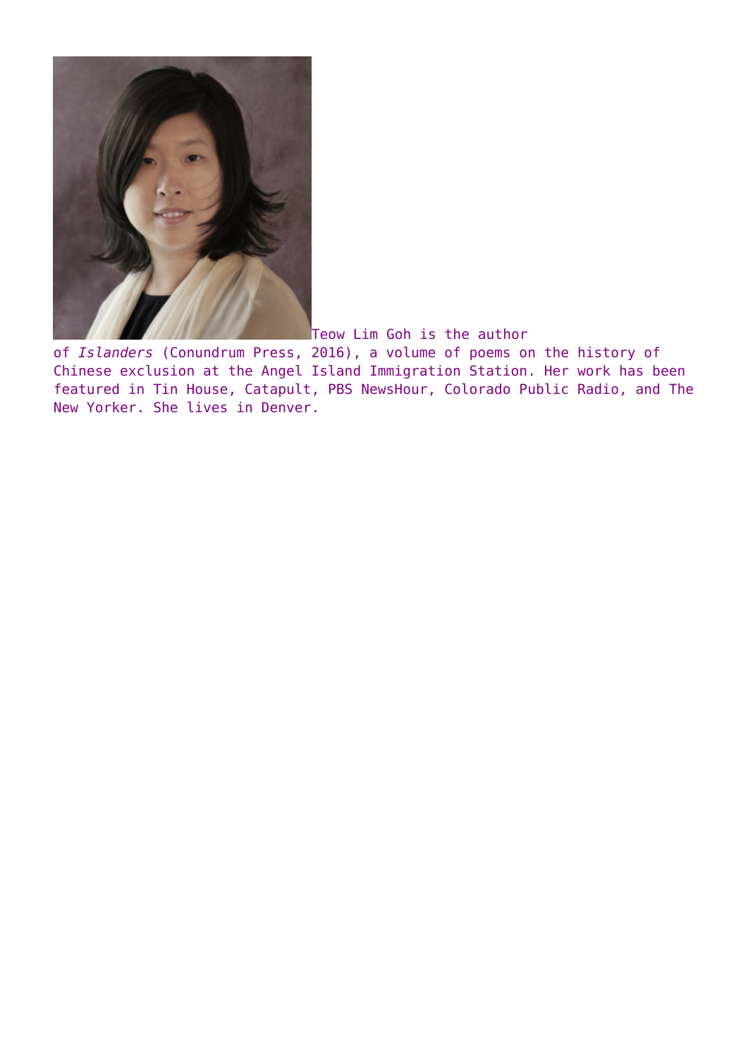Teow Lim Goh is the author of *Islanders* (Conundrum Press, 2016), a volume of poems on the history of Chinese exclusion at the Angel Island Immigration Station. Her work has been featured in Tin House, Catapult, PBS NewsHour, Colorado Public Radio, and The New Yorker. She lives in Denver.